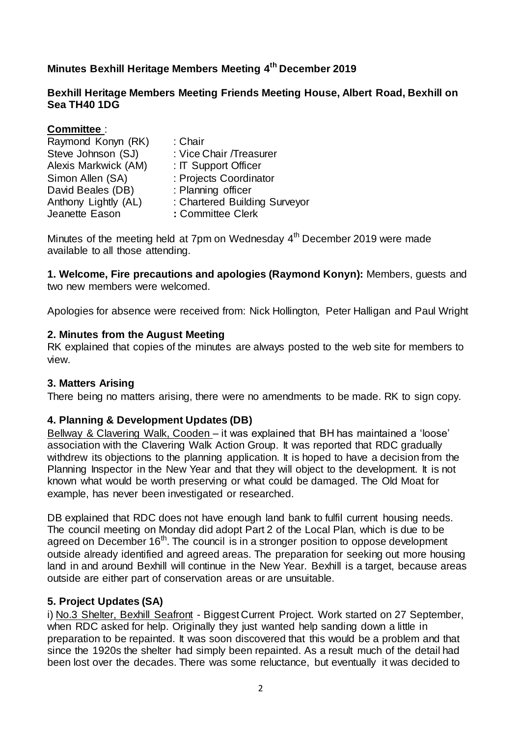**Minutes Bexhill Heritage Members Meeting 4th December 2019**

**Bexhill Heritage Members Meeting Friends Meeting House, Albert Road, Bexhill on Sea TH40 1DG**

**Committee** :

| | |
|---|---|
| Raymond Konyn (RK) | : Chair |
| Steve Johnson (SJ) | : Vice Chair /Treasurer |
| Alexis Markwick (AM) | : IT Support Officer |
| Simon Allen (SA) | : Projects Coordinator |
| David Beales (DB) | : Planning officer |
| Anthony Lightly (AL) | : Chartered Building Surveyor |
| Jeanette Eason | **:** Committee Clerk |

Minutes of the meeting held at 7pm on Wednesday 4th December 2019 were made available to all those attending.

**1. Welcome, Fire precautions and apologies (Raymond Konyn):** Members, guests and two new members were welcomed.

Apologies for absence were received from: Nick Hollington, Peter Halligan and Paul Wright

**2. Minutes from the August Meeting**

RK explained that copies of the minutes are always posted to the web site for members to view.

**3. Matters Arising**

There being no matters arising, there were no amendments to be made. RK to sign copy.

**4. Planning & Development Updates (DB)**

Bellway & Clavering Walk, Cooden – it was explained that BH has maintained a 'loose' association with the Clavering Walk Action Group. It was reported that RDC gradually withdrew its objections to the planning application. It is hoped to have a decision from the Planning Inspector in the New Year and that they will object to the development. It is not known what would be worth preserving or what could be damaged. The Old Moat for example, has never been investigated or researched.

DB explained that RDC does not have enough land bank to fulfil current housing needs. The council meeting on Monday did adopt Part 2 of the Local Plan, which is due to be agreed on December 16th. The council is in a stronger position to oppose development outside already identified and agreed areas. The preparation for seeking out more housing land in and around Bexhill will continue in the New Year. Bexhill is a target, because areas outside are either part of conservation areas or are unsuitable.

**5. Project Updates (SA)**

i) No.3 Shelter, Bexhill Seafront - Biggest Current Project. Work started on 27 September, when RDC asked for help. Originally they just wanted help sanding down a little in preparation to be repainted. It was soon discovered that this would be a problem and that since the 1920s the shelter had simply been repainted. As a result much of the detail had been lost over the decades. There was some reluctance, but eventually it was decided to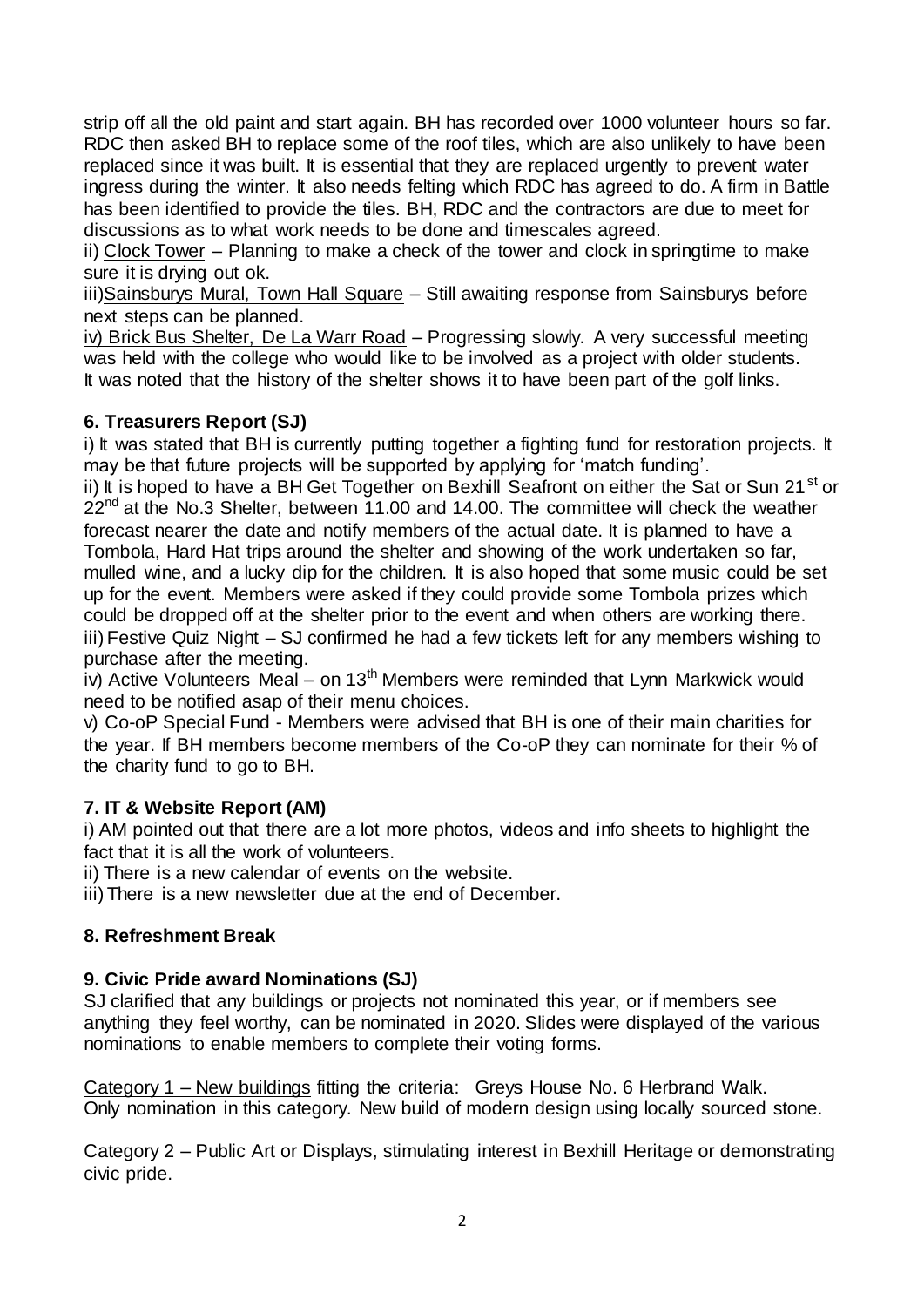strip off all the old paint and start again. BH has recorded over 1000 volunteer hours so far. RDC then asked BH to replace some of the roof tiles, which are also unlikely to have been replaced since it was built. It is essential that they are replaced urgently to prevent water ingress during the winter. It also needs felting which RDC has agreed to do. A firm in Battle has been identified to provide the tiles. BH, RDC and the contractors are due to meet for discussions as to what work needs to be done and timescales agreed.

ii) Clock Tower – Planning to make a check of the tower and clock in springtime to make sure it is drying out ok.

iii) Sainsburys Mural, Town Hall Square – Still awaiting response from Sainsburys before next steps can be planned.

iv) Brick Bus Shelter, De La Warr Road – Progressing slowly. A very successful meeting was held with the college who would like to be involved as a project with older students. It was noted that the history of the shelter shows it to have been part of the golf links.

### 6. Treasurers Report (SJ)

i) It was stated that BH is currently putting together a fighting fund for restoration projects. It may be that future projects will be supported by applying for 'match funding'.

ii) It is hoped to have a BH Get Together on Bexhill Seafront on either the Sat or Sun 21st or 22nd at the No.3 Shelter, between 11.00 and 14.00. The committee will check the weather forecast nearer the date and notify members of the actual date. It is planned to have a Tombola, Hard Hat trips around the shelter and showing of the work undertaken so far, mulled wine, and a lucky dip for the children. It is also hoped that some music could be set up for the event. Members were asked if they could provide some Tombola prizes which could be dropped off at the shelter prior to the event and when others are working there.

iii) Festive Quiz Night – SJ confirmed he had a few tickets left for any members wishing to purchase after the meeting.

iv) Active Volunteers Meal – on 13th Members were reminded that Lynn Markwick would need to be notified asap of their menu choices.

v) Co-oP Special Fund - Members were advised that BH is one of their main charities for the year. If BH members become members of the Co-oP they can nominate for their % of the charity fund to go to BH.

### 7. IT & Website Report (AM)

i) AM pointed out that there are a lot more photos, videos and info sheets to highlight the fact that it is all the work of volunteers.

ii) There is a new calendar of events on the website.

iii) There is a new newsletter due at the end of December.

### 8. Refreshment Break

### 9. Civic Pride award Nominations (SJ)

SJ clarified that any buildings or projects not nominated this year, or if members see anything they feel worthy, can be nominated in 2020. Slides were displayed of the various nominations to enable members to complete their voting forms.

Category 1 – New buildings fitting the criteria: Greys House No. 6 Herbrand Walk. Only nomination in this category. New build of modern design using locally sourced stone.

Category 2 – Public Art or Displays, stimulating interest in Bexhill Heritage or demonstrating civic pride.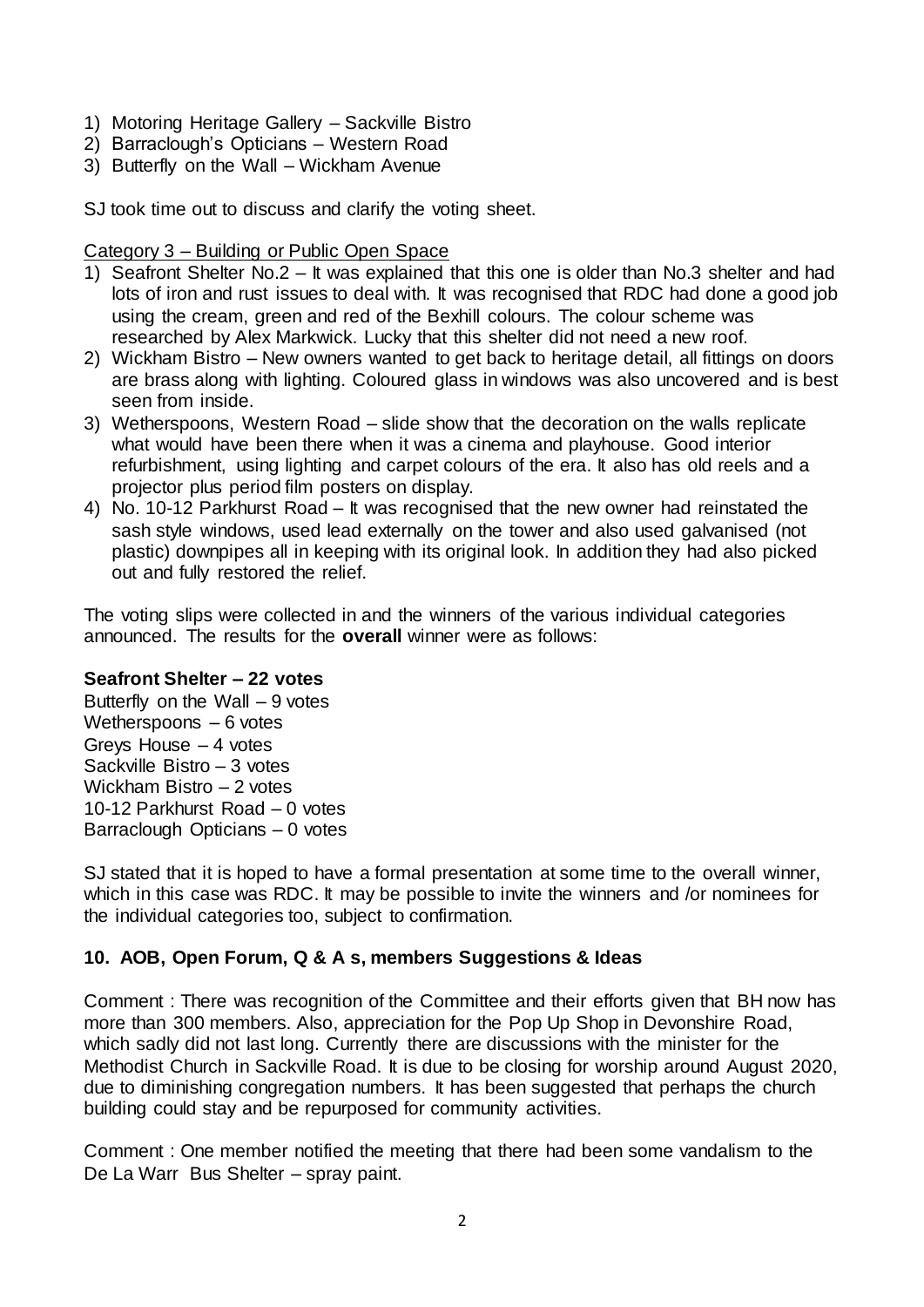1) Motoring Heritage Gallery – Sackville Bistro
2) Barraclough's Opticians – Western Road
3) Butterfly on the Wall – Wickham Avenue

SJ took time out to discuss and clarify the voting sheet.

Category 3 – Building or Public Open Space

1) Seafront Shelter No.2 – It was explained that this one is older than No.3 shelter and had lots of iron and rust issues to deal with. It was recognised that RDC had done a good job using the cream, green and red of the Bexhill colours. The colour scheme was researched by Alex Markwick. Lucky that this shelter did not need a new roof.
2) Wickham Bistro – New owners wanted to get back to heritage detail, all fittings on doors are brass along with lighting. Coloured glass in windows was also uncovered and is best seen from inside.
3) Wetherspoons, Western Road – slide show that the decoration on the walls replicate what would have been there when it was a cinema and playhouse. Good interior refurbishment, using lighting and carpet colours of the era. It also has old reels and a projector plus period film posters on display.
4) No. 10-12 Parkhurst Road – It was recognised that the new owner had reinstated the sash style windows, used lead externally on the tower and also used galvanised (not plastic) downpipes all in keeping with its original look. In addition they had also picked out and fully restored the relief.

The voting slips were collected in and the winners of the various individual categories announced. The results for the **overall** winner were as follows:

**Seafront Shelter – 22 votes**
Butterfly on the Wall – 9 votes
Wetherspoons – 6 votes
Greys House – 4 votes
Sackville Bistro – 3 votes
Wickham Bistro – 2 votes
10-12 Parkhurst Road – 0 votes
Barraclough Opticians – 0 votes

SJ stated that it is hoped to have a formal presentation at some time to the overall winner, which in this case was RDC. It may be possible to invite the winners and /or nominees for the individual categories too, subject to confirmation.

## 10. AOB, Open Forum, Q & A s, members Suggestions & Ideas

Comment : There was recognition of the Committee and their efforts given that BH now has more than 300 members. Also, appreciation for the Pop Up Shop in Devonshire Road, which sadly did not last long. Currently there are discussions with the minister for the Methodist Church in Sackville Road. It is due to be closing for worship around August 2020, due to diminishing congregation numbers. It has been suggested that perhaps the church building could stay and be repurposed for community activities.

Comment : One member notified the meeting that there had been some vandalism to the De La Warr Bus Shelter – spray paint.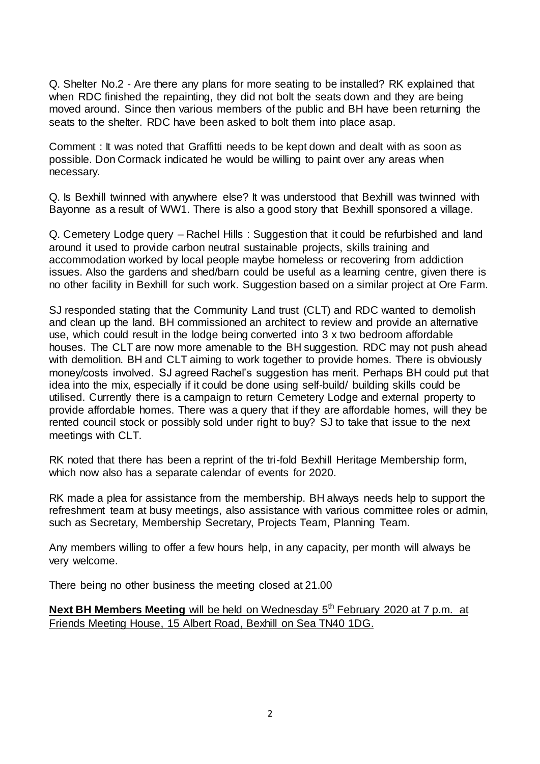Q. Shelter No.2 - Are there any plans for more seating to be installed? RK explained that when RDC finished the repainting, they did not bolt the seats down and they are being moved around. Since then various members of the public and BH have been returning the seats to the shelter. RDC have been asked to bolt them into place asap.

Comment : It was noted that Graffitti needs to be kept down and dealt with as soon as possible. Don Cormack indicated he would be willing to paint over any areas when necessary.

Q. Is Bexhill twinned with anywhere else? It was understood that Bexhill was twinned with Bayonne as a result of WW1. There is also a good story that Bexhill sponsored a village.

Q. Cemetery Lodge query – Rachel Hills : Suggestion that it could be refurbished and land around it used to provide carbon neutral sustainable projects, skills training and accommodation worked by local people maybe homeless or recovering from addiction issues. Also the gardens and shed/barn could be useful as a learning centre, given there is no other facility in Bexhill for such work. Suggestion based on a similar project at Ore Farm.

SJ responded stating that the Community Land trust (CLT) and RDC wanted to demolish and clean up the land. BH commissioned an architect to review and provide an alternative use, which could result in the lodge being converted into 3 x two bedroom affordable houses. The CLT are now more amenable to the BH suggestion. RDC may not push ahead with demolition. BH and CLT aiming to work together to provide homes. There is obviously money/costs involved. SJ agreed Rachel's suggestion has merit. Perhaps BH could put that idea into the mix, especially if it could be done using self-build/ building skills could be utilised. Currently there is a campaign to return Cemetery Lodge and external property to provide affordable homes. There was a query that if they are affordable homes, will they be rented council stock or possibly sold under right to buy? SJ to take that issue to the next meetings with CLT.

RK noted that there has been a reprint of the tri-fold Bexhill Heritage Membership form, which now also has a separate calendar of events for 2020.

RK made a plea for assistance from the membership. BH always needs help to support the refreshment team at busy meetings, also assistance with various committee roles or admin, such as Secretary, Membership Secretary, Projects Team, Planning Team.

Any members willing to offer a few hours help, in any capacity, per month will always be very welcome.

There being no other business the meeting closed at 21.00

**Next BH Members Meeting** will be held on Wednesday 5th February 2020 at 7 p.m. at Friends Meeting House, 15 Albert Road, Bexhill on Sea TN40 1DG.